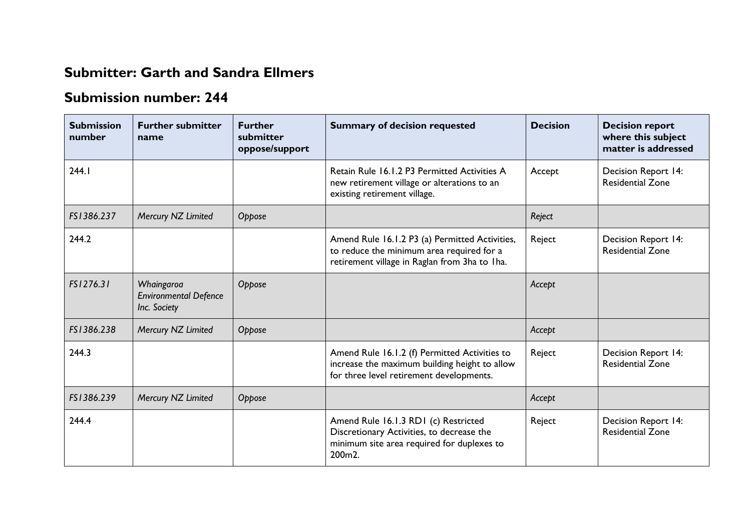## Submitter: Garth and Sandra Ellmers

## Submission number: 244

| Submission number | Further submitter name | Further submitter oppose/support | Summary of decision requested | Decision | Decision report where this subject matter is addressed |
|---|---|---|---|---|---|
| 244.1 | | | Retain Rule 16.1.2 P3 Permitted Activities A new retirement village or alterations to an existing retirement village. | Accept | Decision Report 14: Residential Zone |
| *FS1386.237* | *Mercury NZ Limited* | *Oppose* | | *Reject* | |
| 244.2 | | | Amend Rule 16.1.2 P3 (a) Permitted Activities, to reduce the minimum area required for a retirement village in Raglan from 3ha to 1ha. | Reject | Decision Report 14: Residential Zone |
| *FS1276.31* | *Whaingaroa Environmental Defence Inc. Society* | *Oppose* | | *Accept* | |
| *FS1386.238* | *Mercury NZ Limited* | *Oppose* | | *Accept* | |
| 244.3 | | | Amend Rule 16.1.2 (f) Permitted Activities to increase the maximum building height to allow for three level retirement developments. | Reject | Decision Report 14: Residential Zone |
| *FS1386.239* | *Mercury NZ Limited* | *Oppose* | | *Accept* | |
| 244.4 | | | Amend Rule 16.1.3 RD1 (c) Restricted Discretionary Activities, to decrease the minimum site area required for duplexes to 200m2. | Reject | Decision Report 14: Residential Zone |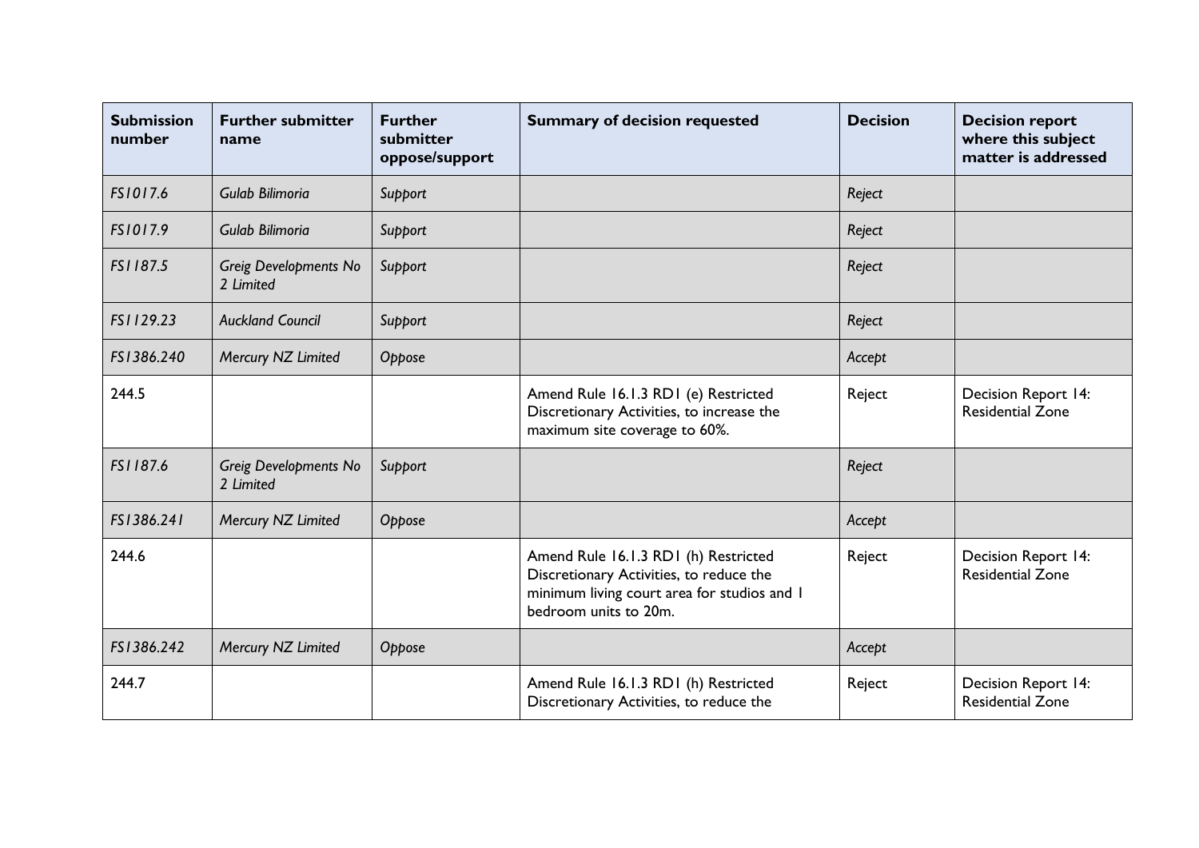| Submission number | Further submitter name | Further submitter oppose/support | Summary of decision requested | Decision | Decision report where this subject matter is addressed |
|---|---|---|---|---|---|
| *FS1017.6* | *Gulab Bilimoria* | *Support* | | *Reject* | |
| *FS1017.9* | *Gulab Bilimoria* | *Support* | | *Reject* | |
| *FS1187.5* | *Greig Developments No 2 Limited* | *Support* | | *Reject* | |
| *FS1129.23* | *Auckland Council* | *Support* | | *Reject* | |
| *FS1386.240* | *Mercury NZ Limited* | *Oppose* | | *Accept* | |
| 244.5 | | | Amend Rule 16.1.3 RD1 (e) Restricted Discretionary Activities, to increase the maximum site coverage to 60%. | Reject | Decision Report 14: Residential Zone |
| *FS1187.6* | *Greig Developments No 2 Limited* | *Support* | | *Reject* | |
| *FS1386.241* | *Mercury NZ Limited* | *Oppose* | | *Accept* | |
| 244.6 | | | Amend Rule 16.1.3 RD1 (h) Restricted Discretionary Activities, to reduce the minimum living court area for studios and 1 bedroom units to 20m. | Reject | Decision Report 14: Residential Zone |
| *FS1386.242* | *Mercury NZ Limited* | *Oppose* | | *Accept* | |
| 244.7 | | | Amend Rule 16.1.3 RD1 (h) Restricted Discretionary Activities, to reduce the | Reject | Decision Report 14: Residential Zone |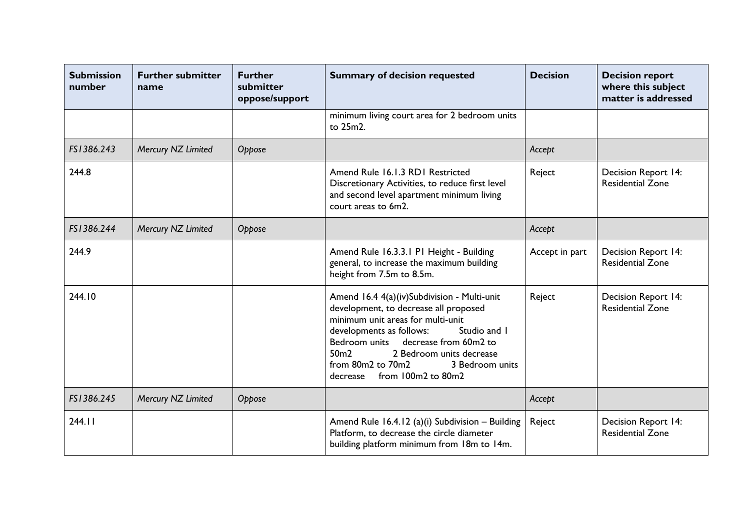| Submission number | Further submitter name | Further submitter oppose/support | Summary of decision requested | Decision | Decision report where this subject matter is addressed |
|---|---|---|---|---|---|
| | | | minimum living court area for 2 bedroom units to 25m2. | | |
| *FS1386.243* | *Mercury NZ Limited* | *Oppose* | | *Accept* | |
| 244.8 | | | Amend Rule 16.1.3 RD1 Restricted Discretionary Activities, to reduce first level and second level apartment minimum living court areas to 6m2. | Reject | Decision Report 14: Residential Zone |
| *FS1386.244* | *Mercury NZ Limited* | *Oppose* | | *Accept* | |
| 244.9 | | | Amend Rule 16.3.3.1 P1 Height - Building general, to increase the maximum building height from 7.5m to 8.5m. | Accept in part | Decision Report 14: Residential Zone |
| 244.10 | | | Amend 16.4 4(a)(iv)Subdivision - Multi-unit development, to decrease all proposed minimum unit areas for multi-unit developments as follows: Studio and 1 Bedroom units decrease from 60m2 to 50m2 2 Bedroom units decrease from 80m2 to 70m2 3 Bedroom units decrease from 100m2 to 80m2 | Reject | Decision Report 14: Residential Zone |
| *FS1386.245* | *Mercury NZ Limited* | *Oppose* | | *Accept* | |
| 244.11 | | | Amend Rule 16.4.12 (a)(i) Subdivision – Building Platform, to decrease the circle diameter building platform minimum from 18m to 14m. | Reject | Decision Report 14: Residential Zone |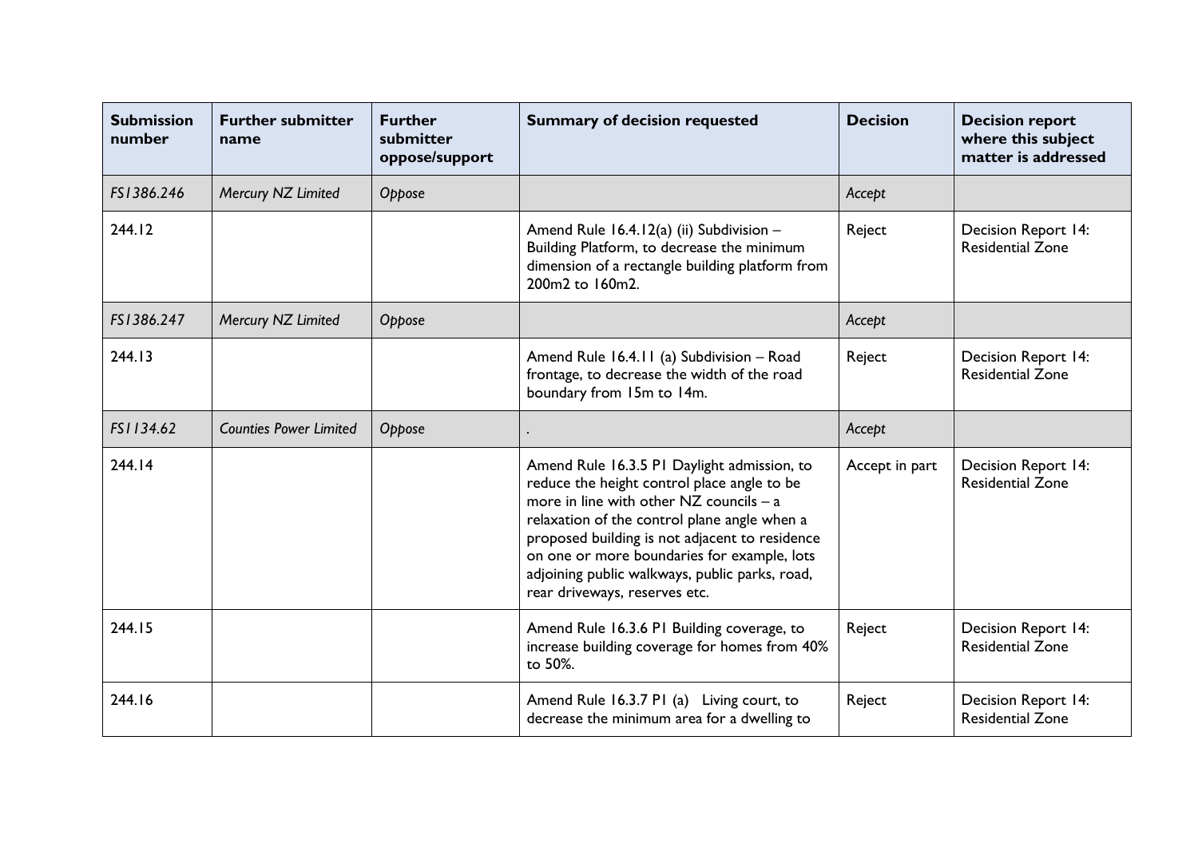| Submission number | Further submitter name | Further submitter oppose/support | Summary of decision requested | Decision | Decision report where this subject matter is addressed |
|---|---|---|---|---|---|
| *FS1386.246* | *Mercury NZ Limited* | *Oppose* | | *Accept* | |
| 244.12 | | | Amend Rule 16.4.12(a) (ii) Subdivision – Building Platform, to decrease the minimum dimension of a rectangle building platform from 200m2 to 160m2. | Reject | Decision Report 14: Residential Zone |
| *FS1386.247* | *Mercury NZ Limited* | *Oppose* | | *Accept* | |
| 244.13 | | | Amend Rule 16.4.11 (a) Subdivision – Road frontage, to decrease the width of the road boundary from 15m to 14m. | Reject | Decision Report 14: Residential Zone |
| *FS1134.62* | *Counties Power Limited* | *Oppose* | . | *Accept* | |
| 244.14 | | | Amend Rule 16.3.5 P1 Daylight admission, to reduce the height control place angle to be more in line with other NZ councils – a relaxation of the control plane angle when a proposed building is not adjacent to residence on one or more boundaries for example, lots adjoining public walkways, public parks, road, rear driveways, reserves etc. | Accept in part | Decision Report 14: Residential Zone |
| 244.15 | | | Amend Rule 16.3.6 P1 Building coverage, to increase building coverage for homes from 40% to 50%. | Reject | Decision Report 14: Residential Zone |
| 244.16 | | | Amend Rule 16.3.7 P1 (a) Living court, to decrease the minimum area for a dwelling to | Reject | Decision Report 14: Residential Zone |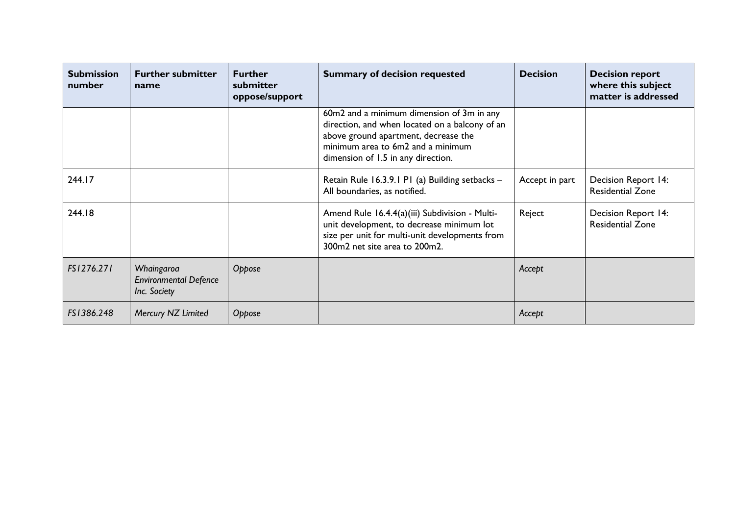| Submission number | Further submitter name | Further submitter oppose/support | Summary of decision requested | Decision | Decision report where this subject matter is addressed |
|---|---|---|---|---|---|
| | | | 60m2 and a minimum dimension of 3m in any direction, and when located on a balcony of an above ground apartment, decrease the minimum area to 6m2 and a minimum dimension of 1.5 in any direction. | | |
| 244.17 | | | Retain Rule 16.3.9.1 P1 (a) Building setbacks – All boundaries, as notified. | Accept in part | Decision Report 14: Residential Zone |
| 244.18 | | | Amend Rule 16.4.4(a)(iii) Subdivision - Multi-unit development, to decrease minimum lot size per unit for multi-unit developments from 300m2 net site area to 200m2. | Reject | Decision Report 14: Residential Zone |
| *FS1276.271* | *Whaingaroa Environmental Defence Inc. Society* | *Oppose* | | *Accept* | |
| *FS1386.248* | *Mercury NZ Limited* | *Oppose* | | *Accept* | |